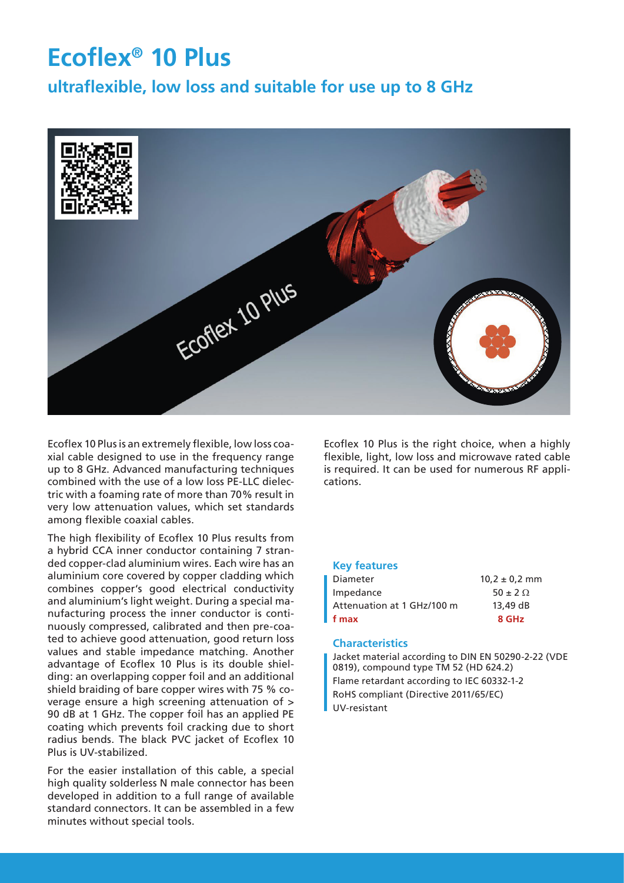# Ecoflex® 10 Plus

## ultraflexible, low loss and suitable for use up to 8 GHz

Ecoflex 10 Plus is an extremely flexible, low loss coaxial cable designed to use in the frequency range up to 8 GHz. Advanced manufacturing techniques combined with the use of a low loss PE-LLC dielectric with a foaming rate of more than 70% result in very low attenuation values, which set standards among flexible coaxial cables.

The high flexibility of Ecoflex 10 Plus results from a hybrid CCA inner conductor containing 7 stranded copper-clad aluminium wires. Each wire has an aluminium core covered by copper cladding which combines copper's good electrical conductivity and aluminium's light weight. During a special manufacturing process the inner conductor is continuously compressed, calibrated and then pre-coated to achieve good attenuation, good return loss values and stable impedance matching. Another advantage of Ecoflex 10 Plus is its double shielding: an overlapping copper foil and an additional shield braiding of bare copper wires with 75 % coverage ensure a high screening attenuation of > 90 dB at 1 GHz. The copper foil has an applied PE coating which prevents foil cracking due to short radius bends. The black PVC jacket of Ecoflex 10 Plus is UV-stabilized.

For the easier installation of this cable, a special high quality solderless N male connector has been developed in addition to a full range of available standard connectors. It can be assembled in a few minutes without special tools.

Ecoflex 10 Plus is the right choice, when a highly flexible, light, low loss and microwave rated cable is required. It can be used for numerous RF applications.

### Key features

| | |
|---|---|
| Diameter | 10,2 ± 0,2 mm |
| Impedance | 50 ± 2 Ω |
| Attenuation at 1 GHz/100 m | 13,49 dB |
| **f max** | **8 GHz** |

### Characteristics

- Jacket material according to DIN EN 50290-2-22 (VDE 0819), compound type TM 52 (HD 624.2)
- Flame retardant according to IEC 60332-1-2
- RoHS compliant (Directive 2011/65/EC)
- UV-resistant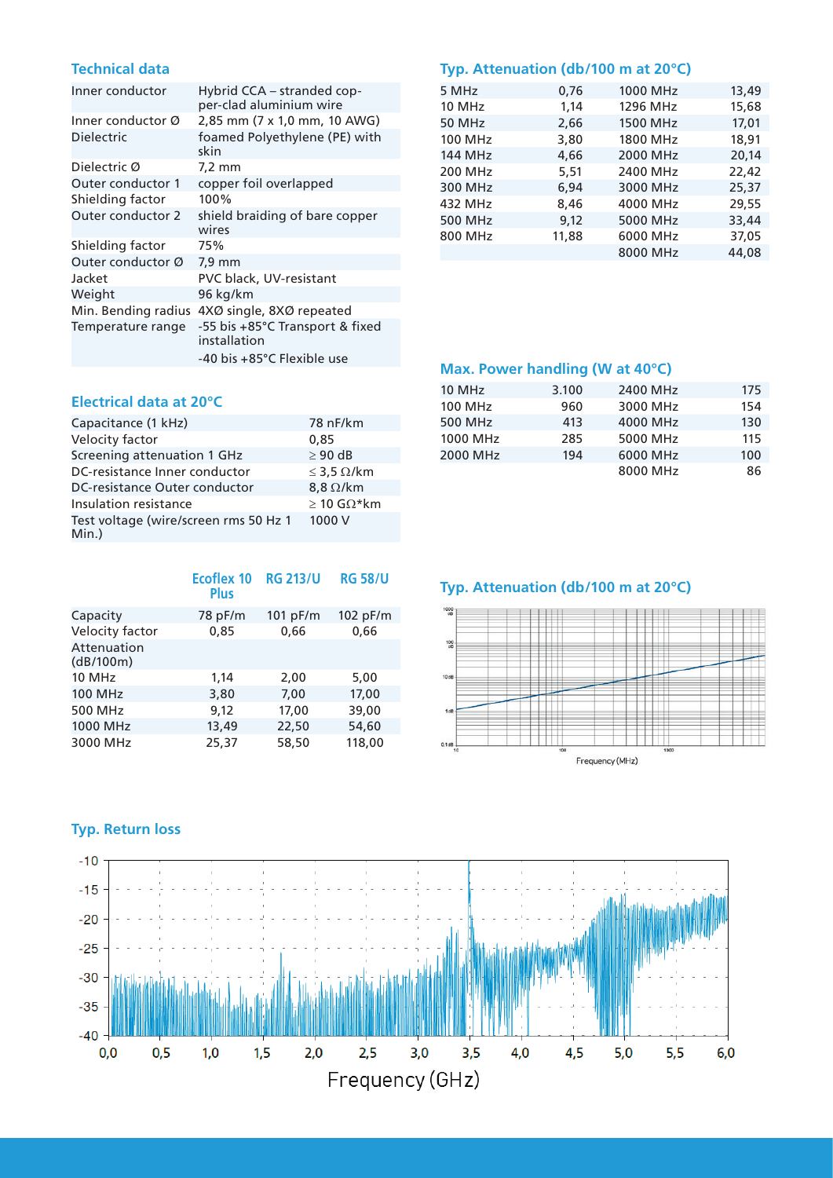## Technical data

| | |
|---|---|
| Inner conductor | Hybrid CCA – stranded copper-clad aluminium wire |
| Inner conductor Ø | 2,85 mm (7 x 1,0 mm, 10 AWG) |
| Dielectric | foamed Polyethylene (PE) with skin |
| Dielectric Ø | 7,2 mm |
| Outer conductor 1 | copper foil overlapped |
| Shielding factor | 100% |
| Outer conductor 2 | shield braiding of bare copper wires |
| Shielding factor | 75% |
| Outer conductor Ø | 7,9 mm |
| Jacket | PVC black, UV-resistant |
| Weight | 96 kg/km |
| Min. Bending radius | 4XØ single, 8XØ repeated |
| Temperature range | -55 bis +85°C Transport & fixed installation |
| | -40 bis +85°C Flexible use |

## Typ. Attenuation (db/100 m at 20°C)

| | | | |
|---|---|---|---|
| 5 MHz | 0,76 | 1000 MHz | 13,49 |
| 10 MHz | 1,14 | 1296 MHz | 15,68 |
| 50 MHz | 2,66 | 1500 MHz | 17,01 |
| 100 MHz | 3,80 | 1800 MHz | 18,91 |
| 144 MHz | 4,66 | 2000 MHz | 20,14 |
| 200 MHz | 5,51 | 2400 MHz | 22,42 |
| 300 MHz | 6,94 | 3000 MHz | 25,37 |
| 432 MHz | 8,46 | 4000 MHz | 29,55 |
| 500 MHz | 9,12 | 5000 MHz | 33,44 |
| 800 MHz | 11,88 | 6000 MHz | 37,05 |
| | | 8000 MHz | 44,08 |

## Max. Power handling (W at 40°C)

| | | | |
|---|---|---|---|
| 10 MHz | 3.100 | 2400 MHz | 175 |
| 100 MHz | 960 | 3000 MHz | 154 |
| 500 MHz | 413 | 4000 MHz | 130 |
| 1000 MHz | 285 | 5000 MHz | 115 |
| 2000 MHz | 194 | 6000 MHz | 100 |
| | | 8000 MHz | 86 |

## Electrical data at 20°C

| | |
|---|---|
| Capacitance (1 kHz) | 78 nF/km |
| Velocity factor | 0,85 |
| Screening attenuation 1 GHz | ≥ 90 dB |
| DC-resistance Inner conductor | ≤ 3,5 Ω/km |
| DC-resistance Outer conductor | 8,8 Ω/km |
| Insulation resistance | ≥ 10 GΩ*km |
| Test voltage (wire/screen rms 50 Hz 1 Min.) | 1000 V |

| | Ecoflex 10 Plus | RG 213/U | RG 58/U |
|---|---|---|---|
| Capacity | 78 pF/m | 101 pF/m | 102 pF/m |
| Velocity factor | 0,85 | 0,66 | 0,66 |
| Attenuation (dB/100m) | | | |
| 10 MHz | 1,14 | 2,00 | 5,00 |
| 100 MHz | 3,80 | 7,00 | 17,00 |
| 500 MHz | 9,12 | 17,00 | 39,00 |
| 1000 MHz | 13,49 | 22,50 | 54,60 |
| 3000 MHz | 25,37 | 58,50 | 118,00 |

## Typ. Attenuation (db/100 m at 20°C)

1000 dB
100 dB
10 dB
1 dB
0.1 dB
10
100
1000
Frequency (MHz)

## Typ. Return loss

-10
-15
-20
-25
-30
-35
-40
0,0
0,5
1,0
1,5
2,0
2,5
3,0
3,5
4,0
4,5
5,0
5,5
6,0
Frequency (GHz)